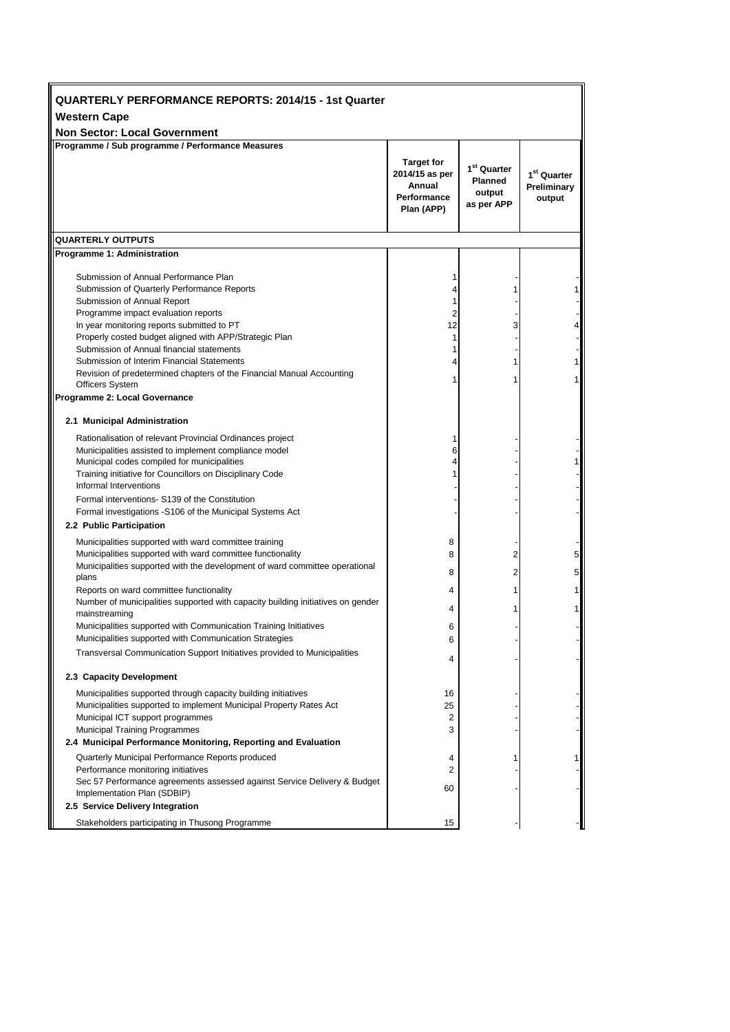# QUARTERLY PERFORMANCE REPORTS: 2014/15 - 1st Quarter

## Western Cape

### Non Sector: Local Government

| Programme / Sub programme / Performance Measures | Target for 2014/15 as per Annual Performance Plan (APP) | 1st Quarter Planned output as per APP | 1st Quarter Preliminary output |
|---|---|---|---|
| **QUARTERLY OUTPUTS** | | | |
| **Programme 1: Administration** | | | |
| Submission of Annual Performance Plan | 1 | - | - |
| Submission of Quarterly Performance Reports | 4 | 1 | 1 |
| Submission of Annual Report | 1 | - | - |
| Programme impact evaluation reports | 2 | - | - |
| In year monitoring reports submitted to PT | 12 | 3 | 4 |
| Properly costed budget aligned with APP/Strategic Plan | 1 | - | - |
| Submission of Annual financial statements | 1 | - | - |
| Submission of Interim Financial Statements | 4 | 1 | 1 |
| Revision of predetermined chapters of the Financial Manual Accounting Officers System | 1 | 1 | 1 |
| **Programme 2: Local Governance** | | | |
| **2.1 Municipal Administration** | | | |
| Rationalisation of relevant Provincial Ordinances project | 1 | - | - |
| Municipalities assisted to implement compliance model | 6 | - | - |
| Municipal codes compiled for municipalities | 4 | - | 1 |
| Training initiative for Councillors on Disciplinary Code | 1 | - | - |
| Informal Interventions | - | - | - |
| Formal interventions- S139 of the Constitution | - | - | - |
| Formal investigations -S106 of the Municipal Systems Act | - | - | - |
| **2.2 Public Participation** | | | |
| Municipalities supported with ward committee training | 8 | - | - |
| Municipalities supported with ward committee functionality | 8 | 2 | 5 |
| Municipalities supported with the development of ward committee operational plans | 8 | 2 | 5 |
| Reports on ward committee functionality | 4 | 1 | 1 |
| Number of municipalities supported with capacity building initiatives on gender mainstreaming | 4 | 1 | 1 |
| Municipalities supported with Communication Training Initiatives | 6 | - | - |
| Municipalities supported with Communication Strategies | 6 | - | - |
| Transversal Communication Support Initiatives provided to Municipalities | 4 | - | - |
| **2.3 Capacity Development** | | | |
| Municipalities supported through capacity building initiatives | 16 | - | - |
| Municipalities supported to implement Municipal Property Rates Act | 25 | - | - |
| Municipal ICT support programmes | 2 | - | - |
| Municipal Training Programmes | 3 | - | - |
| **2.4 Municipal Performance Monitoring, Reporting and Evaluation** | | | |
| Quarterly Municipal Performance Reports produced | 4 | 1 | 1 |
| Performance monitoring initiatives | 2 | - | - |
| Sec 57 Performance agreements assessed against Service Delivery & Budget Implementation Plan (SDBIP) | 60 | - | - |
| **2.5 Service Delivery Integration** | | | |
| Stakeholders participating in Thusong Programme | 15 | - | - |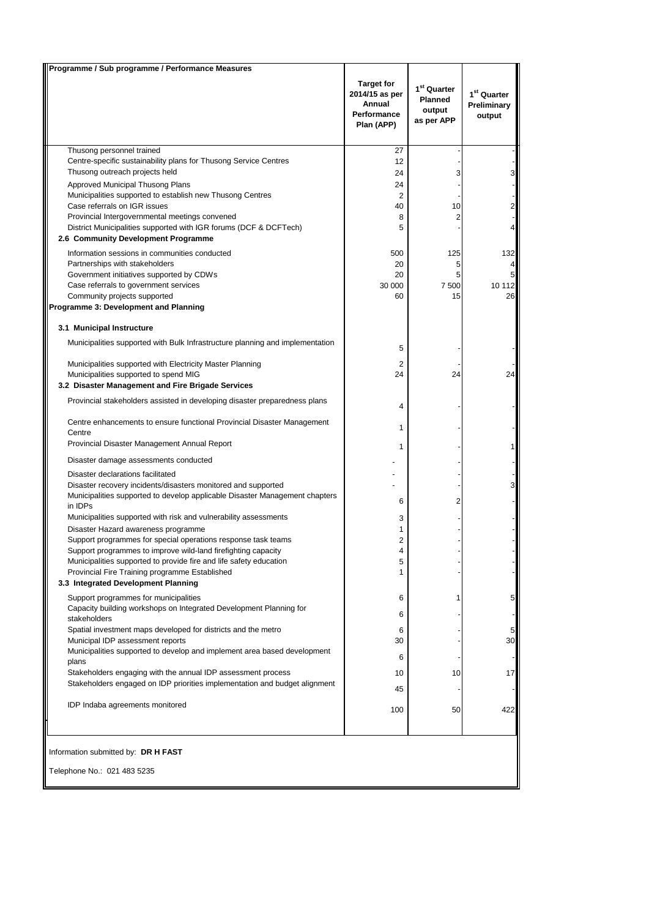| Programme / Sub programme / Performance Measures | Target for 2014/15 as per Annual Performance Plan (APP) | 1st Quarter Planned output as per APP | 1st Quarter Preliminary output |
|---|---|---|---|
| Thusong personnel trained | 27 | - | - |
| Centre-specific sustainability plans for Thusong Service Centres | 12 | - | - |
| Thusong outreach projects held | 24 | 3 | 3 |
| Approved Municipal Thusong Plans | 24 | - | - |
| Municipalities supported to establish new Thusong Centres | 2 | - | - |
| Case referrals on IGR issues | 40 | 10 | 2 |
| Provincial Intergovernmental meetings convened | 8 | 2 | - |
| District Municipalities supported with IGR forums (DCF & DCFTech) | 5 | - | 4 |
| **2.6 Community Development Programme** | | | |
| Information sessions in communities conducted | 500 | 125 | 132 |
| Partnerships with stakeholders | 20 | 5 | 4 |
| Government initiatives supported by CDWs | 20 | 5 | 5 |
| Case referrals to government services | 30 000 | 7 500 | 10 112 |
| Community projects supported | 60 | 15 | 26 |
| **Programme 3: Development and Planning** | | | |
| **3.1 Municipal Instructure** | | | |
| Municipalities supported with Bulk Infrastructure planning and implementation | 5 | - | - |
| Municipalities supported with Electricity Master Planning | 2 | - | - |
| Municipalities supported to spend MIG | 24 | 24 | 24 |
| **3.2 Disaster Management and Fire Brigade Services** | | | |
| Provincial stakeholders assisted in developing disaster preparedness plans | 4 | - | - |
| Centre enhancements to ensure functional Provincial Disaster Management Centre | 1 | - | - |
| Provincial Disaster Management Annual Report | 1 | - | 1 |
| Disaster damage assessments conducted | - | - | - |
| Disaster declarations facilitated | - | - | - |
| Disaster recovery incidents/disasters monitored and supported | - | - | 3 |
| Municipalities supported to develop applicable Disaster Management chapters in IDPs | 6 | 2 | - |
| Municipalities supported with risk and vulnerability assessments | 3 | - | - |
| Disaster Hazard awareness programme | 1 | - | - |
| Support programmes for special operations response task teams | 2 | - | - |
| Support programmes to improve wild-land firefighting capacity | 4 | - | - |
| Municipalities supported to provide fire and life safety education | 5 | - | - |
| Provincial Fire Training programme Established | 1 | - | - |
| **3.3 Integrated Development Planning** | | | |
| Support programmes for municipalities | 6 | 1 | 5 |
| Capacity building workshops on Integrated Development Planning for stakeholders | 6 | - | - |
| Spatial investment maps developed for districts and the metro | 6 | - | 5 |
| Municipal IDP assessment reports | 30 | - | 30 |
| Municipalities supported to develop and implement area based development plans | 6 | - | - |
| Stakeholders engaging with the annual IDP assessment process | 10 | 10 | 17 |
| Stakeholders engaged on IDP priorities implementation and budget alignment | 45 | - | - |
| IDP Indaba agreements monitored | 100 | 50 | 422 |

Information submitted by: **DR H FAST**

Telephone No.: 021 483 5235